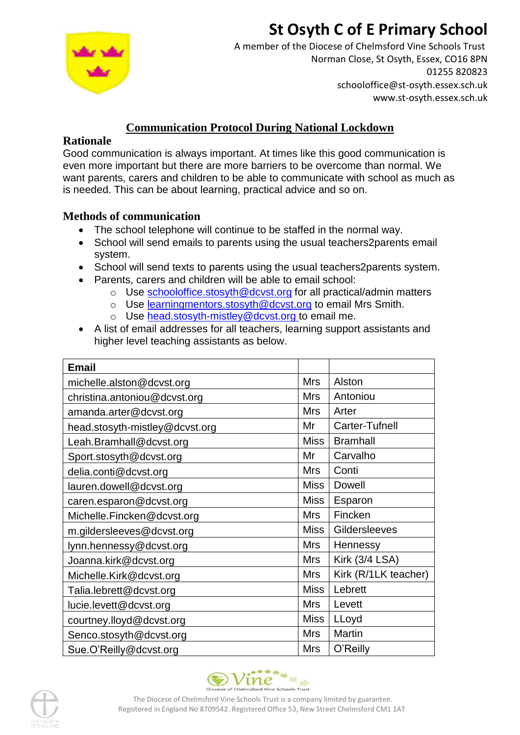# St Osyth C of E Primary School

A member of the Diocese of Chelmsford Vine Schools Trust
Norman Close, St Osyth, Essex, CO16 8PN
01255 820823
schooloffice@st-osyth.essex.sch.uk
www.st-osyth.essex.sch.uk

## Communication Protocol During National Lockdown

### Rationale

Good communication is always important. At times like this good communication is even more important but there are more barriers to be overcome than normal. We want parents, carers and children to be able to communicate with school as much as is needed. This can be about learning, practical advice and so on.

### Methods of communication

- The school telephone will continue to be staffed in the normal way.
- School will send emails to parents using the usual teachers2parents email system.
- School will send texts to parents using the usual teachers2parents system.
- Parents, carers and children will be able to email school:
  - Use schooloffice.stosyth@dcvst.org for all practical/admin matters
  - Use learningmentors.stosyth@dcvst.org to email Mrs Smith.
  - Use head.stosyth-mistley@dcvst.org to email me.
- A list of email addresses for all teachers, learning support assistants and higher level teaching assistants as below.

| Email | | |
|---|---|---|
| michelle.alston@dcvst.org | Mrs | Alston |
| christina.antoniou@dcvst.org | Mrs | Antoniou |
| amanda.arter@dcvst.org | Mrs | Arter |
| head.stosyth-mistley@dcvst.org | Mr | Carter-Tufnell |
| Leah.Bramhall@dcvst.org | Miss | Bramhall |
| Sport.stosyth@dcvst.org | Mr | Carvalho |
| delia.conti@dcvst.org | Mrs | Conti |
| lauren.dowell@dcvst.org | Miss | Dowell |
| caren.esparon@dcvst.org | Miss | Esparon |
| Michelle.Fincken@dcvst.org | Mrs | Fincken |
| m.gildersleeves@dcvst.org | Miss | Gildersleeves |
| lynn.hennessy@dcvst.org | Mrs | Hennessy |
| Joanna.kirk@dcvst.org | Mrs | Kirk (3/4 LSA) |
| Michelle.Kirk@dcvst.org | Mrs | Kirk (R/1LK teacher) |
| Talia.lebrett@dcvst.org | Miss | Lebrett |
| lucie.levett@dcvst.org | Mrs | Levett |
| courtney.lloyd@dcvst.org | Miss | LLoyd |
| Senco.stosyth@dcvst.org | Mrs | Martin |
| Sue.O'Reilly@dcvst.org | Mrs | O'Reilly |

The Diocese of Chelmsford Vine Schools Trust is a company limited by guarantee.
Registered in England No 8709542. Registered Office 53, New Street Chelmsford CM1 1AT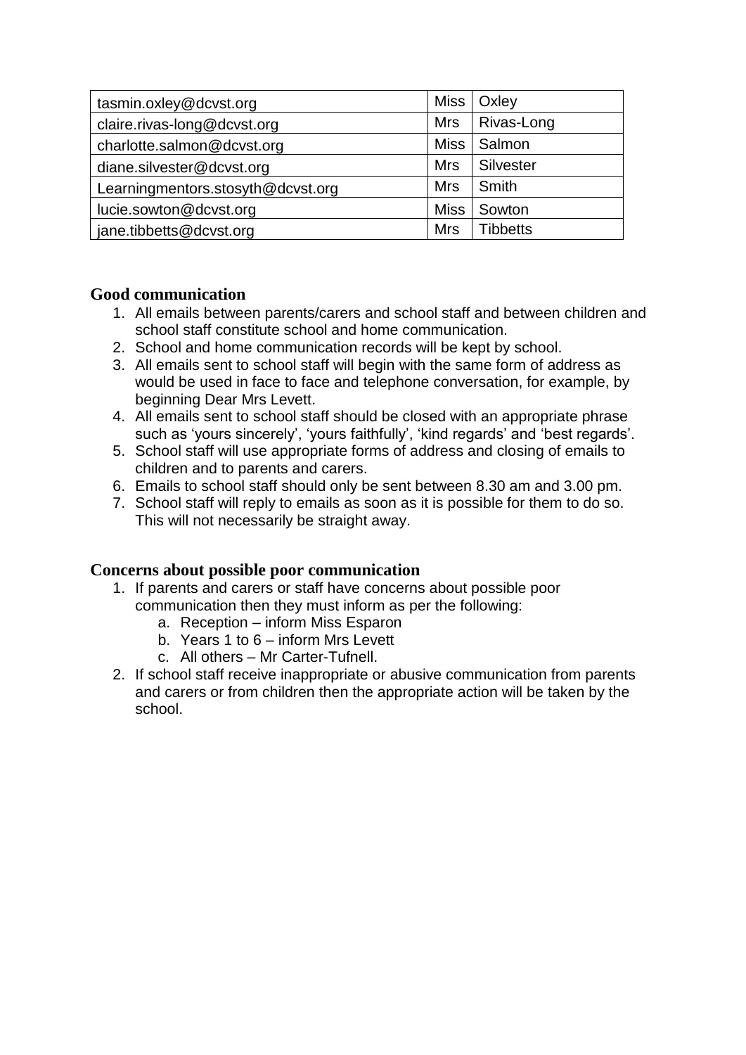| | | |
|---|---|---|
| tasmin.oxley@dcvst.org | Miss | Oxley |
| claire.rivas-long@dcvst.org | Mrs | Rivas-Long |
| charlotte.salmon@dcvst.org | Miss | Salmon |
| diane.silvester@dcvst.org | Mrs | Silvester |
| Learningmentors.stosyth@dcvst.org | Mrs | Smith |
| lucie.sowton@dcvst.org | Miss | Sowton |
| jane.tibbetts@dcvst.org | Mrs | Tibbetts |

## Good communication

1. All emails between parents/carers and school staff and between children and school staff constitute school and home communication.
2. School and home communication records will be kept by school.
3. All emails sent to school staff will begin with the same form of address as would be used in face to face and telephone conversation, for example, by beginning Dear Mrs Levett.
4. All emails sent to school staff should be closed with an appropriate phrase such as 'yours sincerely', 'yours faithfully', 'kind regards' and 'best regards'.
5. School staff will use appropriate forms of address and closing of emails to children and to parents and carers.
6. Emails to school staff should only be sent between 8.30 am and 3.00 pm.
7. School staff will reply to emails as soon as it is possible for them to do so. This will not necessarily be straight away.

## Concerns about possible poor communication

1. If parents and carers or staff have concerns about possible poor communication then they must inform as per the following:
   a. Reception – inform Miss Esparon
   b. Years 1 to 6 – inform Mrs Levett
   c. All others – Mr Carter-Tufnell.
2. If school staff receive inappropriate or abusive communication from parents and carers or from children then the appropriate action will be taken by the school.